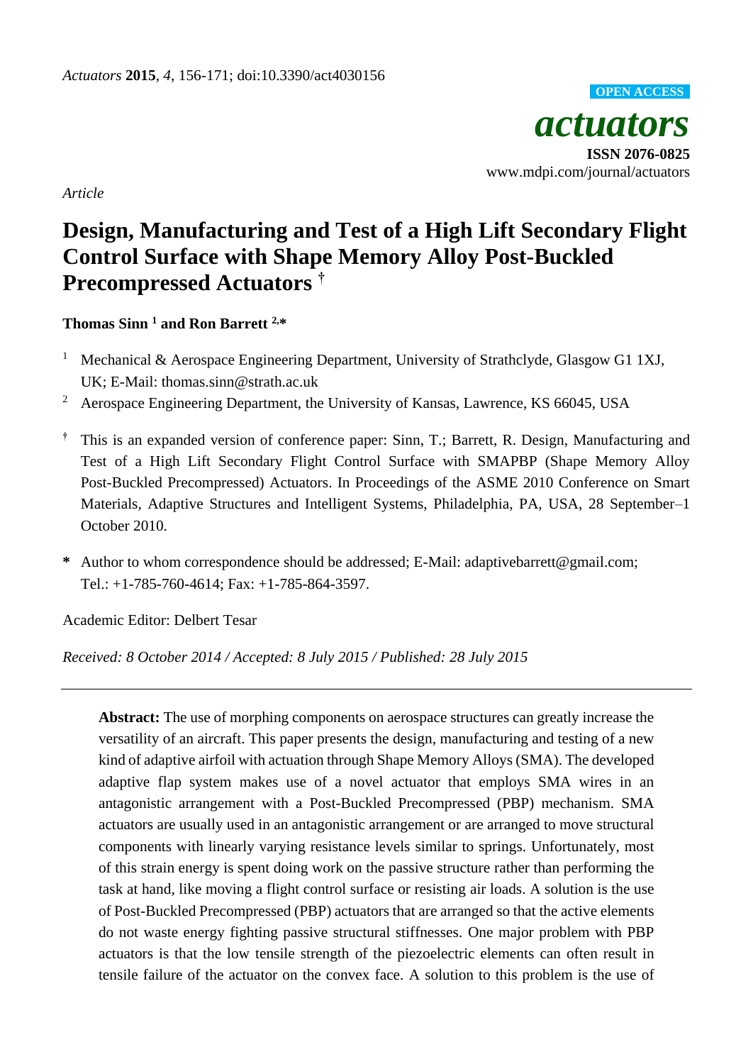*Article*

# Design, Manufacturing and Test of a High Lift Secondary Flight Control Surface with Shape Memory Alloy Post-Buckled Precompressed Actuators †

**Thomas Sinn [1] and Ron Barrett [2,*]**

[1] Mechanical & Aerospace Engineering Department, University of Strathclyde, Glasgow G1 1XJ, UK; E-Mail: thomas.sinn@strath.ac.uk

[2] Aerospace Engineering Department, the University of Kansas, Lawrence, KS 66045, USA

† This is an expanded version of conference paper: Sinn, T.; Barrett, R. Design, Manufacturing and Test of a High Lift Secondary Flight Control Surface with SMAPBP (Shape Memory Alloy Post-Buckled Precompressed) Actuators. In Proceedings of the ASME 2010 Conference on Smart Materials, Adaptive Structures and Intelligent Systems, Philadelphia, PA, USA, 28 September–1 October 2010.

\* Author to whom correspondence should be addressed; E-Mail: adaptivebarrett@gmail.com; Tel.: +1-785-760-4614; Fax: +1-785-864-3597.

Academic Editor: Delbert Tesar

*Received: 8 October 2014 / Accepted: 8 July 2015 / Published: 28 July 2015*

---

**Abstract:** The use of morphing components on aerospace structures can greatly increase the versatility of an aircraft. This paper presents the design, manufacturing and testing of a new kind of adaptive airfoil with actuation through Shape Memory Alloys (SMA). The developed adaptive flap system makes use of a novel actuator that employs SMA wires in an antagonistic arrangement with a Post-Buckled Precompressed (PBP) mechanism. SMA actuators are usually used in an antagonistic arrangement or are arranged to move structural components with linearly varying resistance levels similar to springs. Unfortunately, most of this strain energy is spent doing work on the passive structure rather than performing the task at hand, like moving a flight control surface or resisting air loads. A solution is the use of Post-Buckled Precompressed (PBP) actuators that are arranged so that the active elements do not waste energy fighting passive structural stiffnesses. One major problem with PBP actuators is that the low tensile strength of the piezoelectric elements can often result in tensile failure of the actuator on the convex face. A solution to this problem is the use of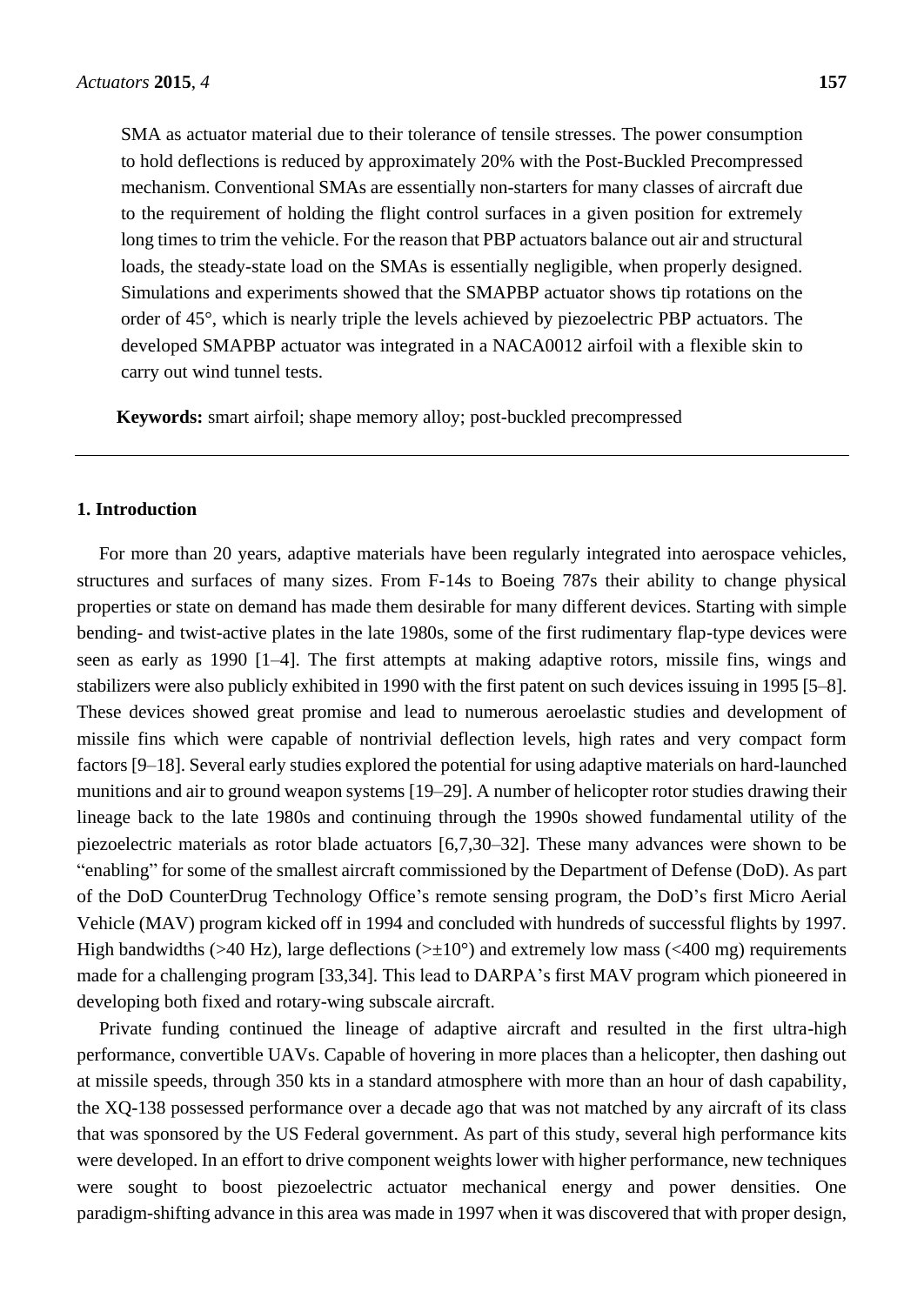SMA as actuator material due to their tolerance of tensile stresses. The power consumption to hold deflections is reduced by approximately 20% with the Post-Buckled Precompressed mechanism. Conventional SMAs are essentially non-starters for many classes of aircraft due to the requirement of holding the flight control surfaces in a given position for extremely long times to trim the vehicle. For the reason that PBP actuators balance out air and structural loads, the steady-state load on the SMAs is essentially negligible, when properly designed. Simulations and experiments showed that the SMAPBP actuator shows tip rotations on the order of 45°, which is nearly triple the levels achieved by piezoelectric PBP actuators. The developed SMAPBP actuator was integrated in a NACA0012 airfoil with a flexible skin to carry out wind tunnel tests.

**Keywords:** smart airfoil; shape memory alloy; post-buckled precompressed

## 1. Introduction

For more than 20 years, adaptive materials have been regularly integrated into aerospace vehicles, structures and surfaces of many sizes. From F-14s to Boeing 787s their ability to change physical properties or state on demand has made them desirable for many different devices. Starting with simple bending- and twist-active plates in the late 1980s, some of the first rudimentary flap-type devices were seen as early as 1990 [1–4]. The first attempts at making adaptive rotors, missile fins, wings and stabilizers were also publicly exhibited in 1990 with the first patent on such devices issuing in 1995 [5–8]. These devices showed great promise and lead to numerous aeroelastic studies and development of missile fins which were capable of nontrivial deflection levels, high rates and very compact form factors [9–18]. Several early studies explored the potential for using adaptive materials on hard-launched munitions and air to ground weapon systems [19–29]. A number of helicopter rotor studies drawing their lineage back to the late 1980s and continuing through the 1990s showed fundamental utility of the piezoelectric materials as rotor blade actuators [6,7,30–32]. These many advances were shown to be "enabling" for some of the smallest aircraft commissioned by the Department of Defense (DoD). As part of the DoD CounterDrug Technology Office's remote sensing program, the DoD's first Micro Aerial Vehicle (MAV) program kicked off in 1994 and concluded with hundreds of successful flights by 1997. High bandwidths (>40 Hz), large deflections (>±10°) and extremely low mass (<400 mg) requirements made for a challenging program [33,34]. This lead to DARPA's first MAV program which pioneered in developing both fixed and rotary-wing subscale aircraft.

Private funding continued the lineage of adaptive aircraft and resulted in the first ultra-high performance, convertible UAVs. Capable of hovering in more places than a helicopter, then dashing out at missile speeds, through 350 kts in a standard atmosphere with more than an hour of dash capability, the XQ-138 possessed performance over a decade ago that was not matched by any aircraft of its class that was sponsored by the US Federal government. As part of this study, several high performance kits were developed. In an effort to drive component weights lower with higher performance, new techniques were sought to boost piezoelectric actuator mechanical energy and power densities. One paradigm-shifting advance in this area was made in 1997 when it was discovered that with proper design,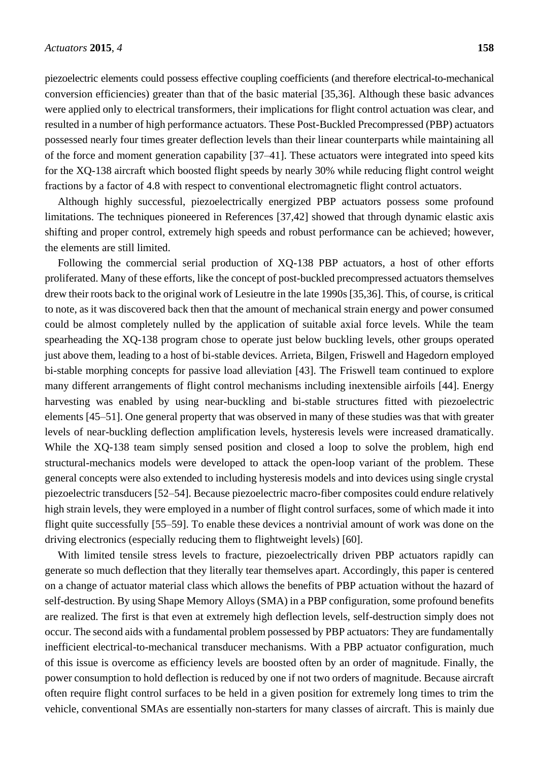piezoelectric elements could possess effective coupling coefficients (and therefore electrical-to-mechanical conversion efficiencies) greater than that of the basic material [35,36]. Although these basic advances were applied only to electrical transformers, their implications for flight control actuation was clear, and resulted in a number of high performance actuators. These Post-Buckled Precompressed (PBP) actuators possessed nearly four times greater deflection levels than their linear counterparts while maintaining all of the force and moment generation capability [37–41]. These actuators were integrated into speed kits for the XQ-138 aircraft which boosted flight speeds by nearly 30% while reducing flight control weight fractions by a factor of 4.8 with respect to conventional electromagnetic flight control actuators.

Although highly successful, piezoelectrically energized PBP actuators possess some profound limitations. The techniques pioneered in References [37,42] showed that through dynamic elastic axis shifting and proper control, extremely high speeds and robust performance can be achieved; however, the elements are still limited.

Following the commercial serial production of XQ-138 PBP actuators, a host of other efforts proliferated. Many of these efforts, like the concept of post-buckled precompressed actuators themselves drew their roots back to the original work of Lesieutre in the late 1990s [35,36]. This, of course, is critical to note, as it was discovered back then that the amount of mechanical strain energy and power consumed could be almost completely nulled by the application of suitable axial force levels. While the team spearheading the XQ-138 program chose to operate just below buckling levels, other groups operated just above them, leading to a host of bi-stable devices. Arrieta, Bilgen, Friswell and Hagedorn employed bi-stable morphing concepts for passive load alleviation [43]. The Friswell team continued to explore many different arrangements of flight control mechanisms including inextensible airfoils [44]. Energy harvesting was enabled by using near-buckling and bi-stable structures fitted with piezoelectric elements [45–51]. One general property that was observed in many of these studies was that with greater levels of near-buckling deflection amplification levels, hysteresis levels were increased dramatically. While the XQ-138 team simply sensed position and closed a loop to solve the problem, high end structural-mechanics models were developed to attack the open-loop variant of the problem. These general concepts were also extended to including hysteresis models and into devices using single crystal piezoelectric transducers [52–54]. Because piezoelectric macro-fiber composites could endure relatively high strain levels, they were employed in a number of flight control surfaces, some of which made it into flight quite successfully [55–59]. To enable these devices a nontrivial amount of work was done on the driving electronics (especially reducing them to flightweight levels) [60].

With limited tensile stress levels to fracture, piezoelectrically driven PBP actuators rapidly can generate so much deflection that they literally tear themselves apart. Accordingly, this paper is centered on a change of actuator material class which allows the benefits of PBP actuation without the hazard of self-destruction. By using Shape Memory Alloys (SMA) in a PBP configuration, some profound benefits are realized. The first is that even at extremely high deflection levels, self-destruction simply does not occur. The second aids with a fundamental problem possessed by PBP actuators: They are fundamentally inefficient electrical-to-mechanical transducer mechanisms. With a PBP actuator configuration, much of this issue is overcome as efficiency levels are boosted often by an order of magnitude. Finally, the power consumption to hold deflection is reduced by one if not two orders of magnitude. Because aircraft often require flight control surfaces to be held in a given position for extremely long times to trim the vehicle, conventional SMAs are essentially non-starters for many classes of aircraft. This is mainly due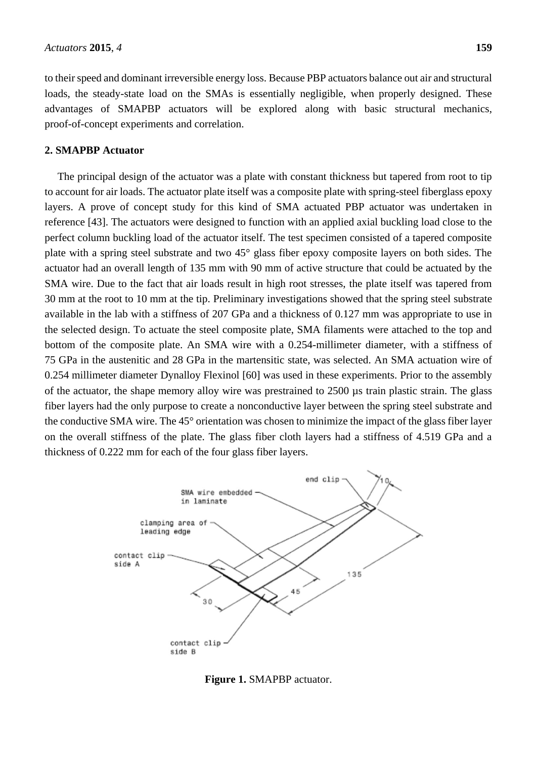to their speed and dominant irreversible energy loss. Because PBP actuators balance out air and structural loads, the steady-state load on the SMAs is essentially negligible, when properly designed. These advantages of SMAPBP actuators will be explored along with basic structural mechanics, proof-of-concept experiments and correlation.

## 2. SMAPBP Actuator

The principal design of the actuator was a plate with constant thickness but tapered from root to tip to account for air loads. The actuator plate itself was a composite plate with spring-steel fiberglass epoxy layers. A prove of concept study for this kind of SMA actuated PBP actuator was undertaken in reference [43]. The actuators were designed to function with an applied axial buckling load close to the perfect column buckling load of the actuator itself. The test specimen consisted of a tapered composite plate with a spring steel substrate and two 45° glass fiber epoxy composite layers on both sides. The actuator had an overall length of 135 mm with 90 mm of active structure that could be actuated by the SMA wire. Due to the fact that air loads result in high root stresses, the plate itself was tapered from 30 mm at the root to 10 mm at the tip. Preliminary investigations showed that the spring steel substrate available in the lab with a stiffness of 207 GPa and a thickness of 0.127 mm was appropriate to use in the selected design. To actuate the steel composite plate, SMA filaments were attached to the top and bottom of the composite plate. An SMA wire with a 0.254-millimeter diameter, with a stiffness of 75 GPa in the austenitic and 28 GPa in the martensitic state, was selected. An SMA actuation wire of 0.254 millimeter diameter Dynalloy Flexinol [60] was used in these experiments. Prior to the assembly of the actuator, the shape memory alloy wire was prestrained to 2500 µs train plastic strain. The glass fiber layers had the only purpose to create a nonconductive layer between the spring steel substrate and the conductive SMA wire. The 45° orientation was chosen to minimize the impact of the glass fiber layer on the overall stiffness of the plate. The glass fiber cloth layers had a stiffness of 4.519 GPa and a thickness of 0.222 mm for each of the four glass fiber layers.

**Figure 1.** SMAPBP actuator.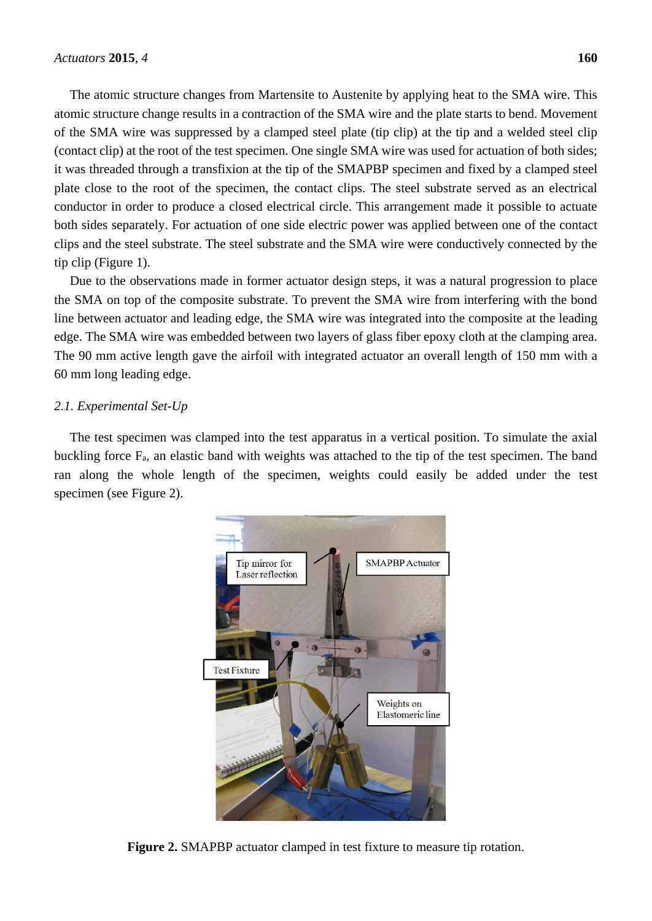The atomic structure changes from Martensite to Austenite by applying heat to the SMA wire. This atomic structure change results in a contraction of the SMA wire and the plate starts to bend. Movement of the SMA wire was suppressed by a clamped steel plate (tip clip) at the tip and a welded steel clip (contact clip) at the root of the test specimen. One single SMA wire was used for actuation of both sides; it was threaded through a transfixion at the tip of the SMAPBP specimen and fixed by a clamped steel plate close to the root of the specimen, the contact clips. The steel substrate served as an electrical conductor in order to produce a closed electrical circle. This arrangement made it possible to actuate both sides separately. For actuation of one side electric power was applied between one of the contact clips and the steel substrate. The steel substrate and the SMA wire were conductively connected by the tip clip (Figure 1).

Due to the observations made in former actuator design steps, it was a natural progression to place the SMA on top of the composite substrate. To prevent the SMA wire from interfering with the bond line between actuator and leading edge, the SMA wire was integrated into the composite at the leading edge. The SMA wire was embedded between two layers of glass fiber epoxy cloth at the clamping area. The 90 mm active length gave the airfoil with integrated actuator an overall length of 150 mm with a 60 mm long leading edge.

### *2.1. Experimental Set-Up*

The test specimen was clamped into the test apparatus in a vertical position. To simulate the axial buckling force $F_a$, an elastic band with weights was attached to the tip of the test specimen. The band ran along the whole length of the specimen, weights could easily be added under the test specimen (see Figure 2).

**Figure 2.** SMAPBP actuator clamped in test fixture to measure tip rotation.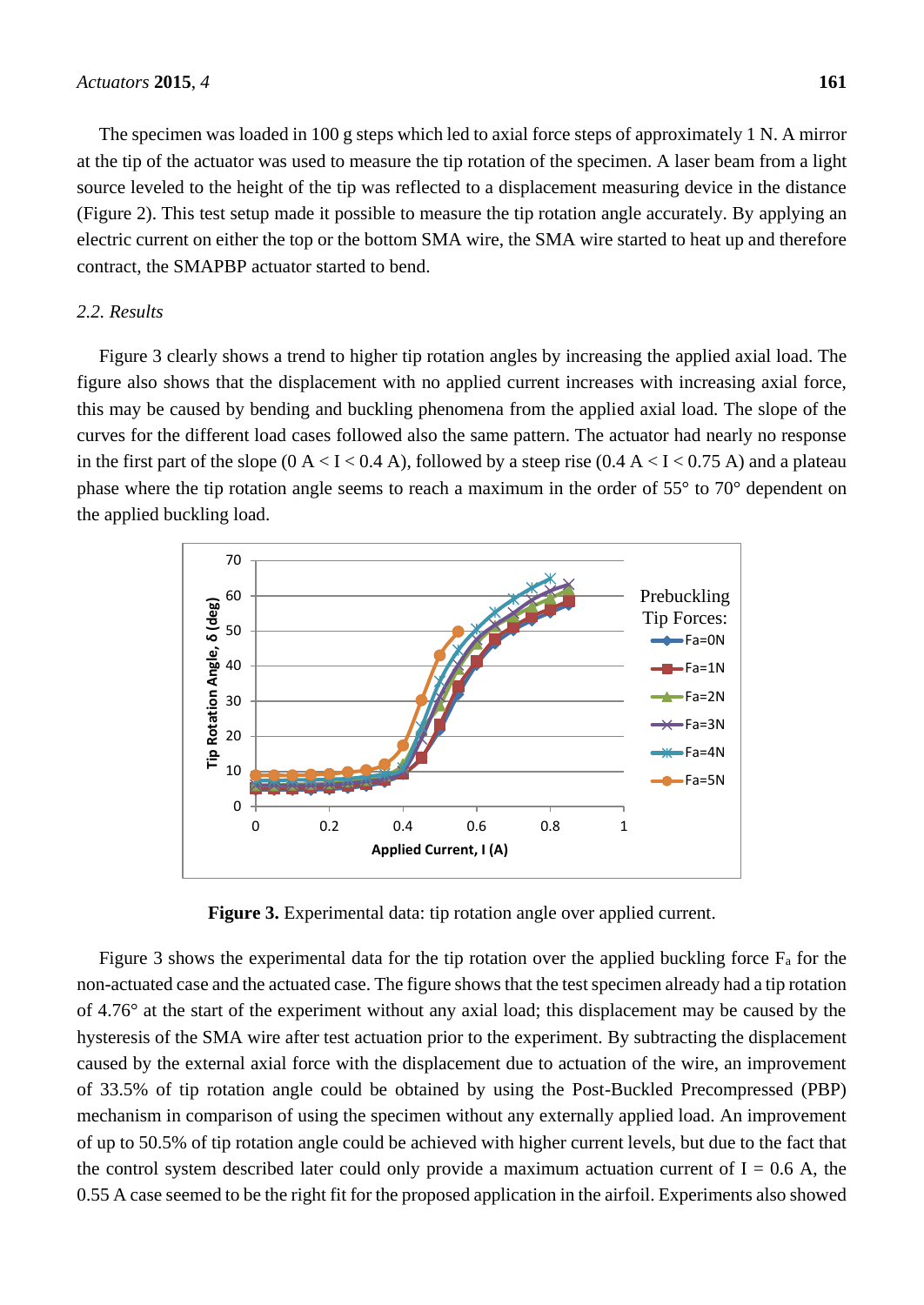The specimen was loaded in 100 g steps which led to axial force steps of approximately 1 N. A mirror at the tip of the actuator was used to measure the tip rotation of the specimen. A laser beam from a light source leveled to the height of the tip was reflected to a displacement measuring device in the distance (Figure 2). This test setup made it possible to measure the tip rotation angle accurately. By applying an electric current on either the top or the bottom SMA wire, the SMA wire started to heat up and therefore contract, the SMAPBP actuator started to bend.

### *2.2. Results*

Figure 3 clearly shows a trend to higher tip rotation angles by increasing the applied axial load. The figure also shows that the displacement with no applied current increases with increasing axial force, this may be caused by bending and buckling phenomena from the applied axial load. The slope of the curves for the different load cases followed also the same pattern. The actuator had nearly no response in the first part of the slope (0 A < I < 0.4 A), followed by a steep rise (0.4 A < I < 0.75 A) and a plateau phase where the tip rotation angle seems to reach a maximum in the order of 55° to 70° dependent on the applied buckling load.

**Figure 3.** Experimental data: tip rotation angle over applied current.

Figure 3 shows the experimental data for the tip rotation over the applied buckling force $F_a$ for the non-actuated case and the actuated case. The figure shows that the test specimen already had a tip rotation of 4.76° at the start of the experiment without any axial load; this displacement may be caused by the hysteresis of the SMA wire after test actuation prior to the experiment. By subtracting the displacement caused by the external axial force with the displacement due to actuation of the wire, an improvement of 33.5% of tip rotation angle could be obtained by using the Post-Buckled Precompressed (PBP) mechanism in comparison of using the specimen without any externally applied load. An improvement of up to 50.5% of tip rotation angle could be achieved with higher current levels, but due to the fact that the control system described later could only provide a maximum actuation current of I = 0.6 A, the 0.55 A case seemed to be the right fit for the proposed application in the airfoil. Experiments also showed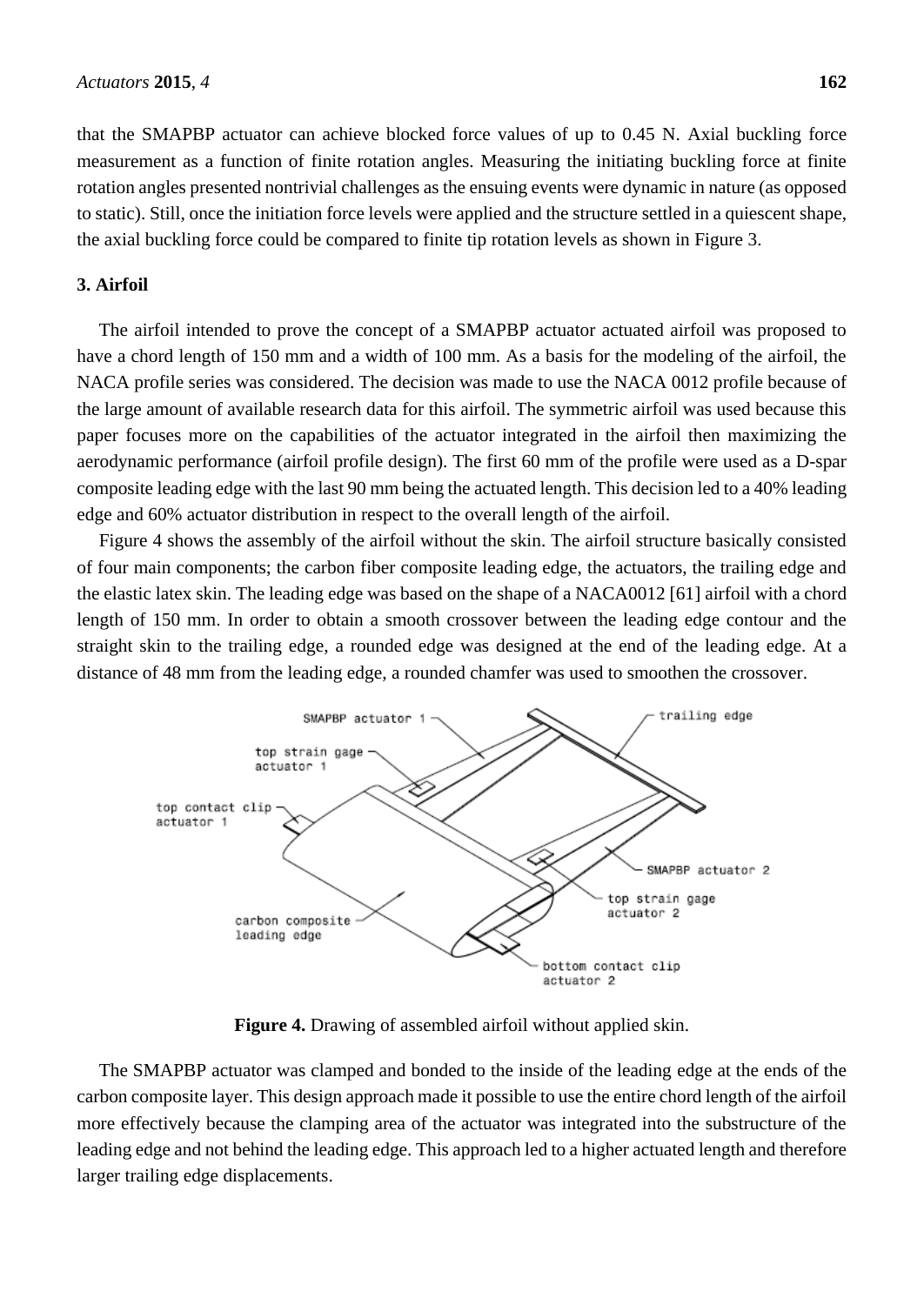that the SMAPBP actuator can achieve blocked force values of up to 0.45 N. Axial buckling force measurement as a function of finite rotation angles. Measuring the initiating buckling force at finite rotation angles presented nontrivial challenges as the ensuing events were dynamic in nature (as opposed to static). Still, once the initiation force levels were applied and the structure settled in a quiescent shape, the axial buckling force could be compared to finite tip rotation levels as shown in Figure 3.

## 3. Airfoil

The airfoil intended to prove the concept of a SMAPBP actuator actuated airfoil was proposed to have a chord length of 150 mm and a width of 100 mm. As a basis for the modeling of the airfoil, the NACA profile series was considered. The decision was made to use the NACA 0012 profile because of the large amount of available research data for this airfoil. The symmetric airfoil was used because this paper focuses more on the capabilities of the actuator integrated in the airfoil then maximizing the aerodynamic performance (airfoil profile design). The first 60 mm of the profile were used as a D-spar composite leading edge with the last 90 mm being the actuated length. This decision led to a 40% leading edge and 60% actuator distribution in respect to the overall length of the airfoil.

Figure 4 shows the assembly of the airfoil without the skin. The airfoil structure basically consisted of four main components; the carbon fiber composite leading edge, the actuators, the trailing edge and the elastic latex skin. The leading edge was based on the shape of a NACA0012 [61] airfoil with a chord length of 150 mm. In order to obtain a smooth crossover between the leading edge contour and the straight skin to the trailing edge, a rounded edge was designed at the end of the leading edge. At a distance of 48 mm from the leading edge, a rounded chamfer was used to smoothen the crossover.

**Figure 4.** Drawing of assembled airfoil without applied skin.

The SMAPBP actuator was clamped and bonded to the inside of the leading edge at the ends of the carbon composite layer. This design approach made it possible to use the entire chord length of the airfoil more effectively because the clamping area of the actuator was integrated into the substructure of the leading edge and not behind the leading edge. This approach led to a higher actuated length and therefore larger trailing edge displacements.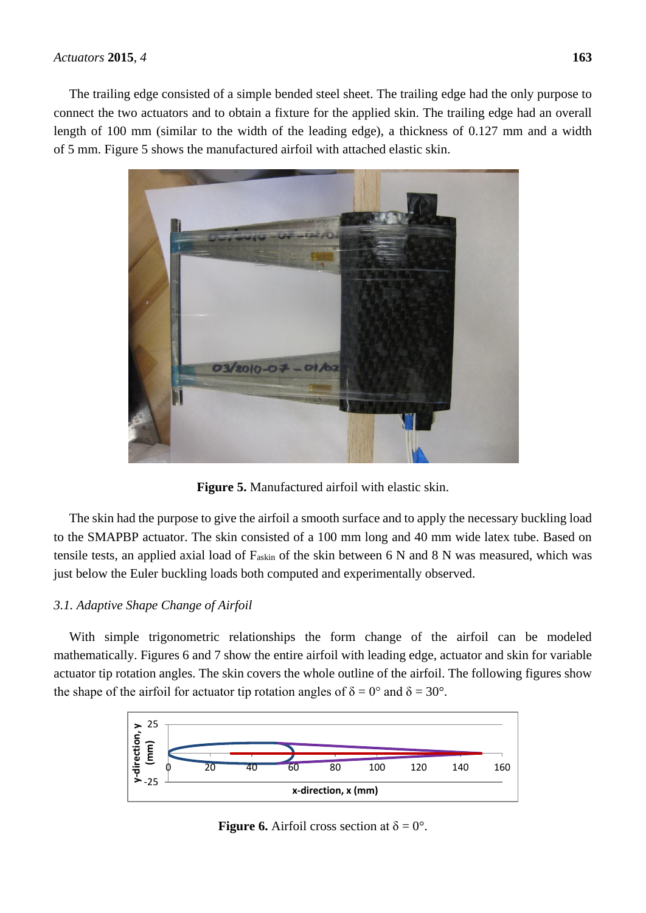The trailing edge consisted of a simple bended steel sheet. The trailing edge had the only purpose to connect the two actuators and to obtain a fixture for the applied skin. The trailing edge had an overall length of 100 mm (similar to the width of the leading edge), a thickness of 0.127 mm and a width of 5 mm. Figure 5 shows the manufactured airfoil with attached elastic skin.

**Figure 5.** Manufactured airfoil with elastic skin.

The skin had the purpose to give the airfoil a smooth surface and to apply the necessary buckling load to the SMAPBP actuator. The skin consisted of a 100 mm long and 40 mm wide latex tube. Based on tensile tests, an applied axial load of $F_{askin}$ of the skin between 6 N and 8 N was measured, which was just below the Euler buckling loads both computed and experimentally observed.

### *3.1. Adaptive Shape Change of Airfoil*

With simple trigonometric relationships the form change of the airfoil can be modeled mathematically. Figures 6 and 7 show the entire airfoil with leading edge, actuator and skin for variable actuator tip rotation angles. The skin covers the whole outline of the airfoil. The following figures show the shape of the airfoil for actuator tip rotation angles of $\delta = 0°$ and $\delta = 30°$.

**Figure 6.** Airfoil cross section at $\delta = 0°$.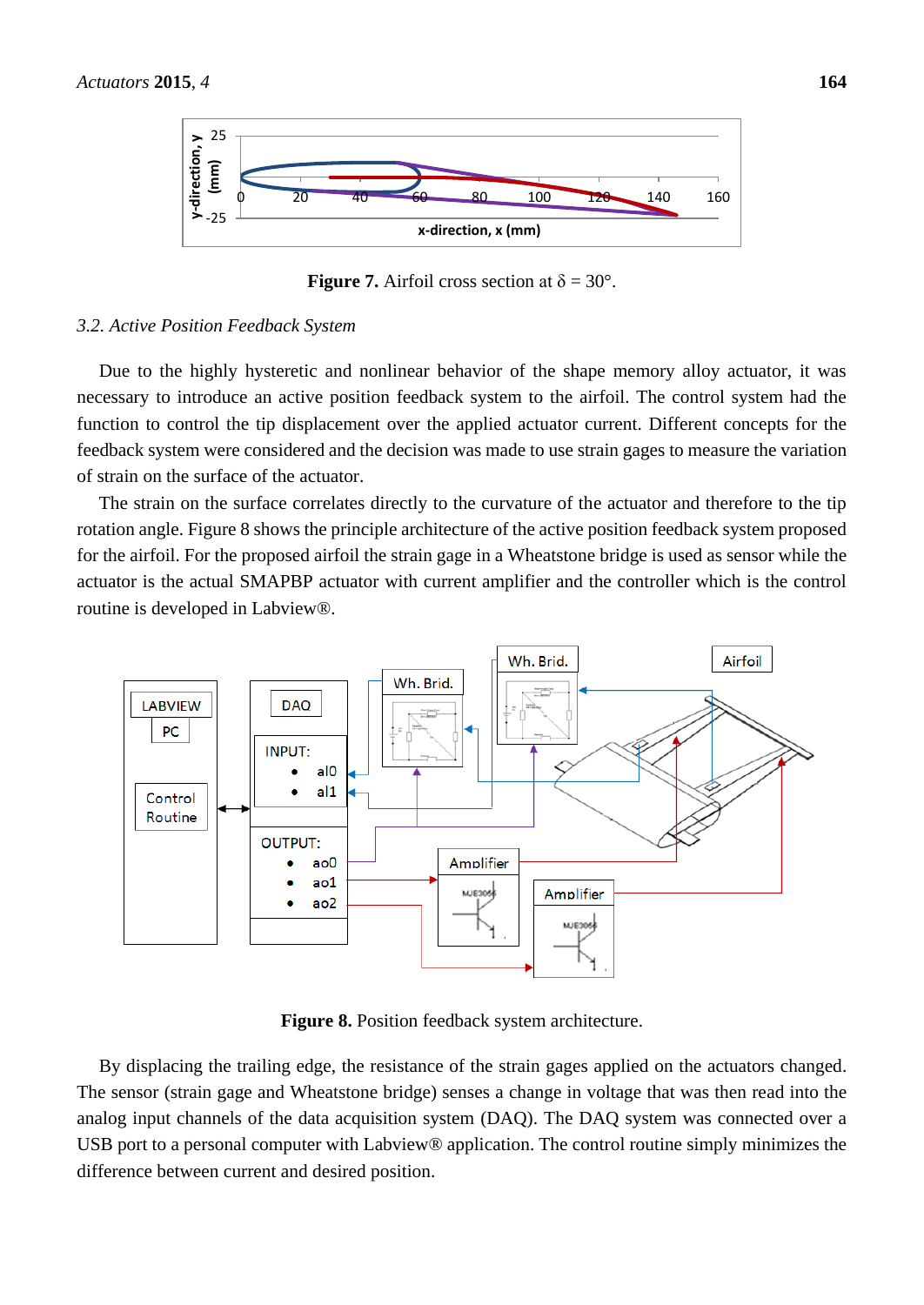Figure 7. Airfoil cross section at $\delta = 30°$.

### 3.2. Active Position Feedback System

Due to the highly hysteretic and nonlinear behavior of the shape memory alloy actuator, it was necessary to introduce an active position feedback system to the airfoil. The control system had the function to control the tip displacement over the applied actuator current. Different concepts for the feedback system were considered and the decision was made to use strain gages to measure the variation of strain on the surface of the actuator.

The strain on the surface correlates directly to the curvature of the actuator and therefore to the tip rotation angle. Figure 8 shows the principle architecture of the active position feedback system proposed for the airfoil. For the proposed airfoil the strain gage in a Wheatstone bridge is used as sensor while the actuator is the actual SMAPBP actuator with current amplifier and the controller which is the control routine is developed in Labview®.

**Figure 8.** Position feedback system architecture.

By displacing the trailing edge, the resistance of the strain gages applied on the actuators changed. The sensor (strain gage and Wheatstone bridge) senses a change in voltage that was then read into the analog input channels of the data acquisition system (DAQ). The DAQ system was connected over a USB port to a personal computer with Labview® application. The control routine simply minimizes the difference between current and desired position.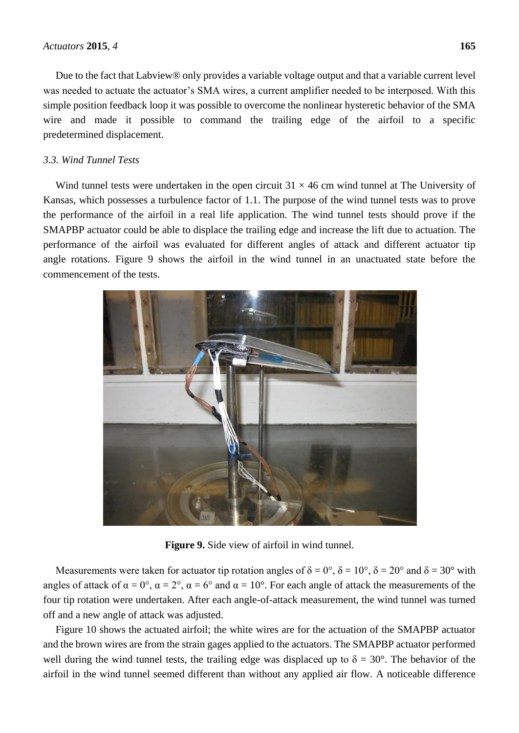Due to the fact that Labview® only provides a variable voltage output and that a variable current level was needed to actuate the actuator's SMA wires, a current amplifier needed to be interposed. With this simple position feedback loop it was possible to overcome the nonlinear hysteretic behavior of the SMA wire and made it possible to command the trailing edge of the airfoil to a specific predetermined displacement.

### *3.3. Wind Tunnel Tests*

Wind tunnel tests were undertaken in the open circuit 31 × 46 cm wind tunnel at The University of Kansas, which possesses a turbulence factor of 1.1. The purpose of the wind tunnel tests was to prove the performance of the airfoil in a real life application. The wind tunnel tests should prove if the SMAPBP actuator could be able to displace the trailing edge and increase the lift due to actuation. The performance of the airfoil was evaluated for different angles of attack and different actuator tip angle rotations. Figure 9 shows the airfoil in the wind tunnel in an unactuated state before the commencement of the tests.

**Figure 9.** Side view of airfoil in wind tunnel.

Measurements were taken for actuator tip rotation angles of $\delta = 0°$, $\delta = 10°$, $\delta = 20°$ and $\delta = 30°$ with angles of attack of $\alpha = 0°$, $\alpha = 2°$, $\alpha = 6°$ and $\alpha = 10°$. For each angle of attack the measurements of the four tip rotation were undertaken. After each angle-of-attack measurement, the wind tunnel was turned off and a new angle of attack was adjusted.

Figure 10 shows the actuated airfoil; the white wires are for the actuation of the SMAPBP actuator and the brown wires are from the strain gages applied to the actuators. The SMAPBP actuator performed well during the wind tunnel tests, the trailing edge was displaced up to $\delta = 30°$. The behavior of the airfoil in the wind tunnel seemed different than without any applied air flow. A noticeable difference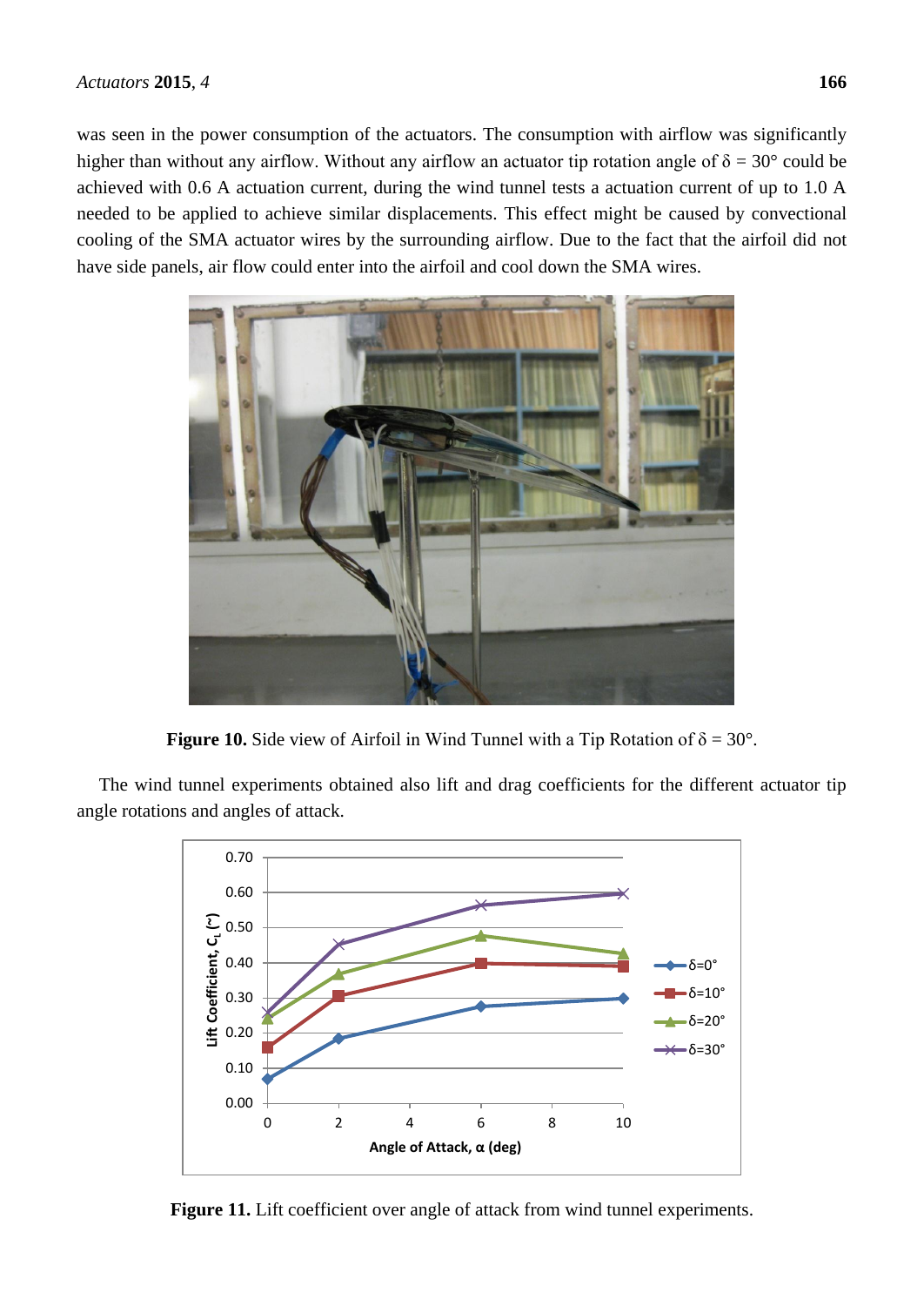was seen in the power consumption of the actuators. The consumption with airflow was significantly higher than without any airflow. Without any airflow an actuator tip rotation angle of $\delta = 30°$ could be achieved with 0.6 A actuation current, during the wind tunnel tests a actuation current of up to 1.0 A needed to be applied to achieve similar displacements. This effect might be caused by convectional cooling of the SMA actuator wires by the surrounding airflow. Due to the fact that the airfoil did not have side panels, air flow could enter into the airfoil and cool down the SMA wires.

**Figure 10.** Side view of Airfoil in Wind Tunnel with a Tip Rotation of $\delta = 30°$.

The wind tunnel experiments obtained also lift and drag coefficients for the different actuator tip angle rotations and angles of attack.

**Figure 11.** Lift coefficient over angle of attack from wind tunnel experiments.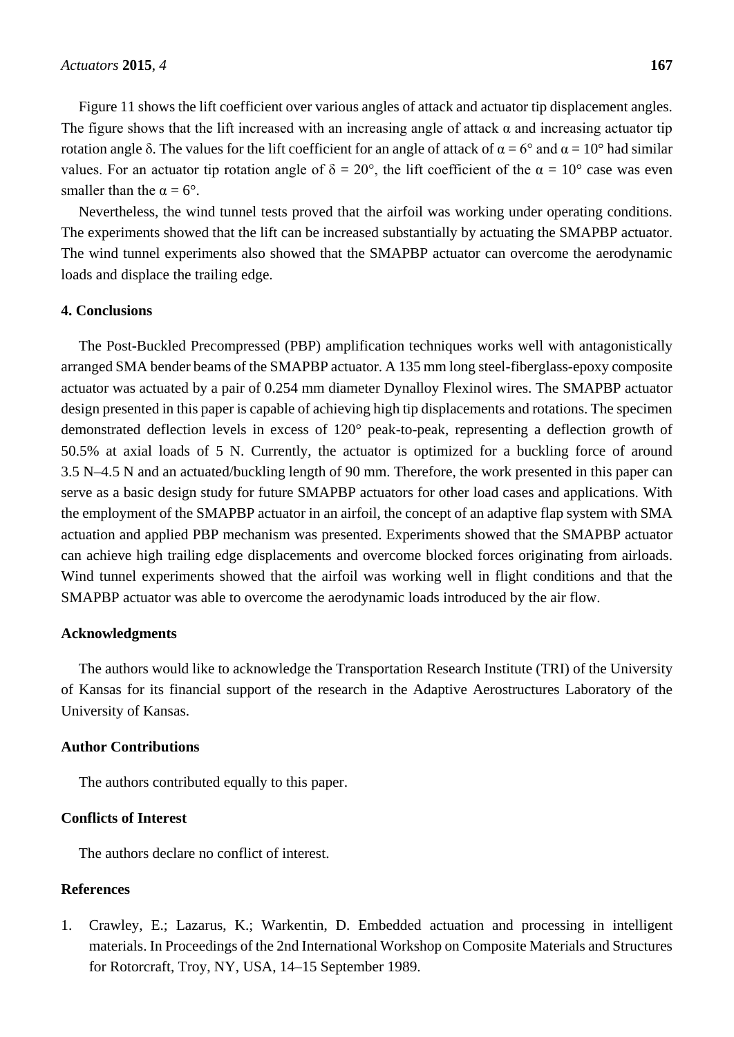Figure 11 shows the lift coefficient over various angles of attack and actuator tip displacement angles. The figure shows that the lift increased with an increasing angle of attack $\alpha$ and increasing actuator tip rotation angle $\delta$. The values for the lift coefficient for an angle of attack of $\alpha = 6°$ and $\alpha = 10°$ had similar values. For an actuator tip rotation angle of $\delta = 20°$, the lift coefficient of the $\alpha = 10°$ case was even smaller than the $\alpha = 6°$.

Nevertheless, the wind tunnel tests proved that the airfoil was working under operating conditions. The experiments showed that the lift can be increased substantially by actuating the SMAPBP actuator. The wind tunnel experiments also showed that the SMAPBP actuator can overcome the aerodynamic loads and displace the trailing edge.

## 4. Conclusions

The Post-Buckled Precompressed (PBP) amplification techniques works well with antagonistically arranged SMA bender beams of the SMAPBP actuator. A 135 mm long steel-fiberglass-epoxy composite actuator was actuated by a pair of 0.254 mm diameter Dynalloy Flexinol wires. The SMAPBP actuator design presented in this paper is capable of achieving high tip displacements and rotations. The specimen demonstrated deflection levels in excess of 120° peak-to-peak, representing a deflection growth of 50.5% at axial loads of 5 N. Currently, the actuator is optimized for a buckling force of around 3.5 N–4.5 N and an actuated/buckling length of 90 mm. Therefore, the work presented in this paper can serve as a basic design study for future SMAPBP actuators for other load cases and applications. With the employment of the SMAPBP actuator in an airfoil, the concept of an adaptive flap system with SMA actuation and applied PBP mechanism was presented. Experiments showed that the SMAPBP actuator can achieve high trailing edge displacements and overcome blocked forces originating from airloads. Wind tunnel experiments showed that the airfoil was working well in flight conditions and that the SMAPBP actuator was able to overcome the aerodynamic loads introduced by the air flow.

## Acknowledgments

The authors would like to acknowledge the Transportation Research Institute (TRI) of the University of Kansas for its financial support of the research in the Adaptive Aerostructures Laboratory of the University of Kansas.

## Author Contributions

The authors contributed equally to this paper.

## Conflicts of Interest

The authors declare no conflict of interest.

## References

1. Crawley, E.; Lazarus, K.; Warkentin, D. Embedded actuation and processing in intelligent materials. In Proceedings of the 2nd International Workshop on Composite Materials and Structures for Rotorcraft, Troy, NY, USA, 14–15 September 1989.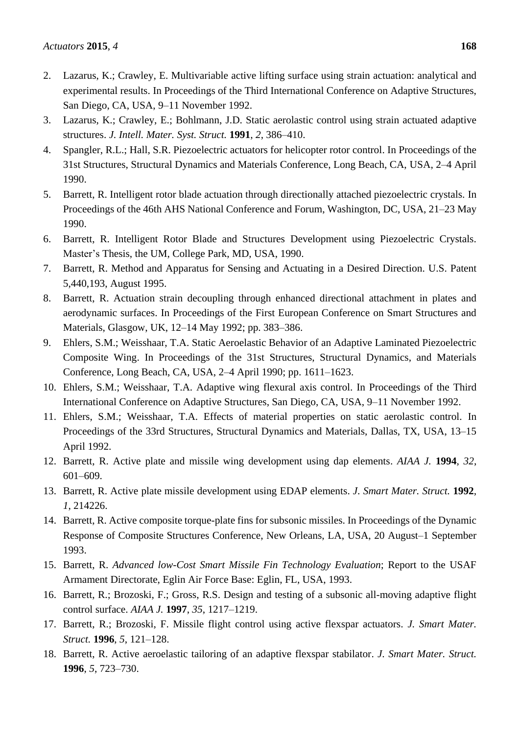2. Lazarus, K.; Crawley, E. Multivariable active lifting surface using strain actuation: analytical and experimental results. In Proceedings of the Third International Conference on Adaptive Structures, San Diego, CA, USA, 9–11 November 1992.
3. Lazarus, K.; Crawley, E.; Bohlmann, J.D. Static aerolastic control using strain actuated adaptive structures. *J. Intell. Mater. Syst. Struct.* **1991**, *2*, 386–410.
4. Spangler, R.L.; Hall, S.R. Piezoelectric actuators for helicopter rotor control. In Proceedings of the 31st Structures, Structural Dynamics and Materials Conference, Long Beach, CA, USA, 2–4 April 1990.
5. Barrett, R. Intelligent rotor blade actuation through directionally attached piezoelectric crystals. In Proceedings of the 46th AHS National Conference and Forum, Washington, DC, USA, 21–23 May 1990.
6. Barrett, R. Intelligent Rotor Blade and Structures Development using Piezoelectric Crystals. Master's Thesis, the UM, College Park, MD, USA, 1990.
7. Barrett, R. Method and Apparatus for Sensing and Actuating in a Desired Direction. U.S. Patent 5,440,193, August 1995.
8. Barrett, R. Actuation strain decoupling through enhanced directional attachment in plates and aerodynamic surfaces. In Proceedings of the First European Conference on Smart Structures and Materials, Glasgow, UK, 12–14 May 1992; pp. 383–386.
9. Ehlers, S.M.; Weisshaar, T.A. Static Aeroelastic Behavior of an Adaptive Laminated Piezoelectric Composite Wing. In Proceedings of the 31st Structures, Structural Dynamics, and Materials Conference, Long Beach, CA, USA, 2–4 April 1990; pp. 1611–1623.
10. Ehlers, S.M.; Weisshaar, T.A. Adaptive wing flexural axis control. In Proceedings of the Third International Conference on Adaptive Structures, San Diego, CA, USA, 9–11 November 1992.
11. Ehlers, S.M.; Weisshaar, T.A. Effects of material properties on static aerolastic control. In Proceedings of the 33rd Structures, Structural Dynamics and Materials, Dallas, TX, USA, 13–15 April 1992.
12. Barrett, R. Active plate and missile wing development using dap elements. *AIAA J.* **1994**, *32*, 601–609.
13. Barrett, R. Active plate missile development using EDAP elements. *J. Smart Mater. Struct.* **1992**, *1*, 214226.
14. Barrett, R. Active composite torque-plate fins for subsonic missiles. In Proceedings of the Dynamic Response of Composite Structures Conference, New Orleans, LA, USA, 20 August–1 September 1993.
15. Barrett, R. *Advanced low-Cost Smart Missile Fin Technology Evaluation*; Report to the USAF Armament Directorate, Eglin Air Force Base: Eglin, FL, USA, 1993.
16. Barrett, R.; Brozoski, F.; Gross, R.S. Design and testing of a subsonic all-moving adaptive flight control surface. *AIAA J.* **1997**, *35*, 1217–1219.
17. Barrett, R.; Brozoski, F. Missile flight control using active flexspar actuators. *J. Smart Mater. Struct.* **1996**, *5*, 121–128.
18. Barrett, R. Active aeroelastic tailoring of an adaptive flexspar stabilator. *J. Smart Mater. Struct.* **1996**, *5*, 723–730.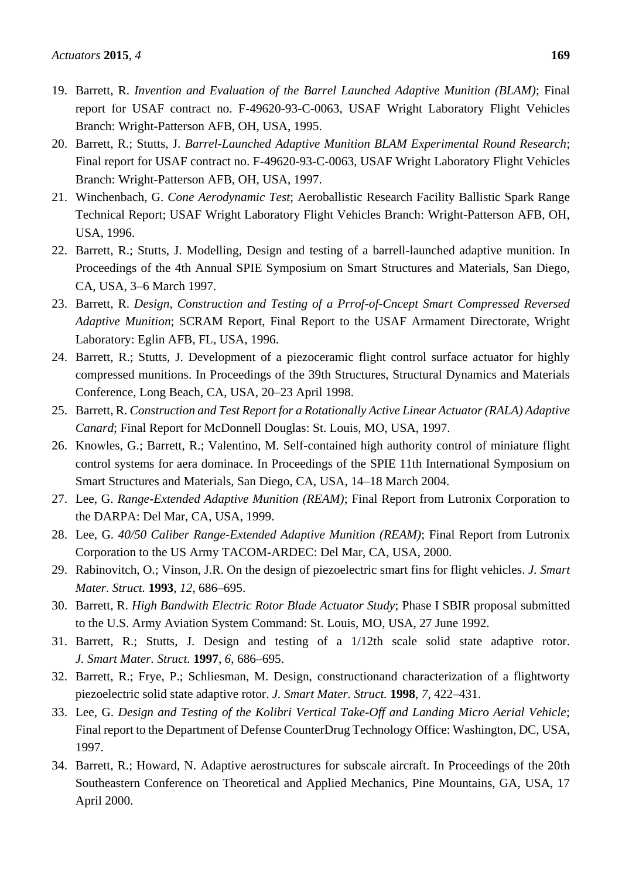19. Barrett, R. *Invention and Evaluation of the Barrel Launched Adaptive Munition (BLAM)*; Final report for USAF contract no. F-49620-93-C-0063, USAF Wright Laboratory Flight Vehicles Branch: Wright-Patterson AFB, OH, USA, 1995.
20. Barrett, R.; Stutts, J. *Barrel-Launched Adaptive Munition BLAM Experimental Round Research*; Final report for USAF contract no. F-49620-93-C-0063, USAF Wright Laboratory Flight Vehicles Branch: Wright-Patterson AFB, OH, USA, 1997.
21. Winchenbach, G. *Cone Aerodynamic Test*; Aeroballistic Research Facility Ballistic Spark Range Technical Report; USAF Wright Laboratory Flight Vehicles Branch: Wright-Patterson AFB, OH, USA, 1996.
22. Barrett, R.; Stutts, J. Modelling, Design and testing of a barrell-launched adaptive munition. In Proceedings of the 4th Annual SPIE Symposium on Smart Structures and Materials, San Diego, CA, USA, 3–6 March 1997.
23. Barrett, R. *Design, Construction and Testing of a Prrof-of-Cncept Smart Compressed Reversed Adaptive Munition*; SCRAM Report, Final Report to the USAF Armament Directorate, Wright Laboratory: Eglin AFB, FL, USA, 1996.
24. Barrett, R.; Stutts, J. Development of a piezoceramic flight control surface actuator for highly compressed munitions. In Proceedings of the 39th Structures, Structural Dynamics and Materials Conference, Long Beach, CA, USA, 20–23 April 1998.
25. Barrett, R. *Construction and Test Report for a Rotationally Active Linear Actuator (RALA) Adaptive Canard*; Final Report for McDonnell Douglas: St. Louis, MO, USA, 1997.
26. Knowles, G.; Barrett, R.; Valentino, M. Self-contained high authority control of miniature flight control systems for aera dominace. In Proceedings of the SPIE 11th International Symposium on Smart Structures and Materials, San Diego, CA, USA, 14–18 March 2004.
27. Lee, G. *Range-Extended Adaptive Munition (REAM)*; Final Report from Lutronix Corporation to the DARPA: Del Mar, CA, USA, 1999.
28. Lee, G. *40/50 Caliber Range-Extended Adaptive Munition (REAM)*; Final Report from Lutronix Corporation to the US Army TACOM-ARDEC: Del Mar, CA, USA, 2000.
29. Rabinovitch, O.; Vinson, J.R. On the design of piezoelectric smart fins for flight vehicles. *J. Smart Mater. Struct.* **1993**, *12*, 686–695.
30. Barrett, R. *High Bandwith Electric Rotor Blade Actuator Study*; Phase I SBIR proposal submitted to the U.S. Army Aviation System Command: St. Louis, MO, USA, 27 June 1992.
31. Barrett, R.; Stutts, J. Design and testing of a 1/12th scale solid state adaptive rotor. *J. Smart Mater. Struct.* **1997**, *6*, 686–695.
32. Barrett, R.; Frye, P.; Schliesman, M. Design, constructionand characterization of a flightworty piezoelectric solid state adaptive rotor. *J. Smart Mater. Struct.* **1998**, *7*, 422–431.
33. Lee, G. *Design and Testing of the Kolibri Vertical Take-Off and Landing Micro Aerial Vehicle*; Final report to the Department of Defense CounterDrug Technology Office: Washington, DC, USA, 1997.
34. Barrett, R.; Howard, N. Adaptive aerostructures for subscale aircraft. In Proceedings of the 20th Southeastern Conference on Theoretical and Applied Mechanics, Pine Mountains, GA, USA, 17 April 2000.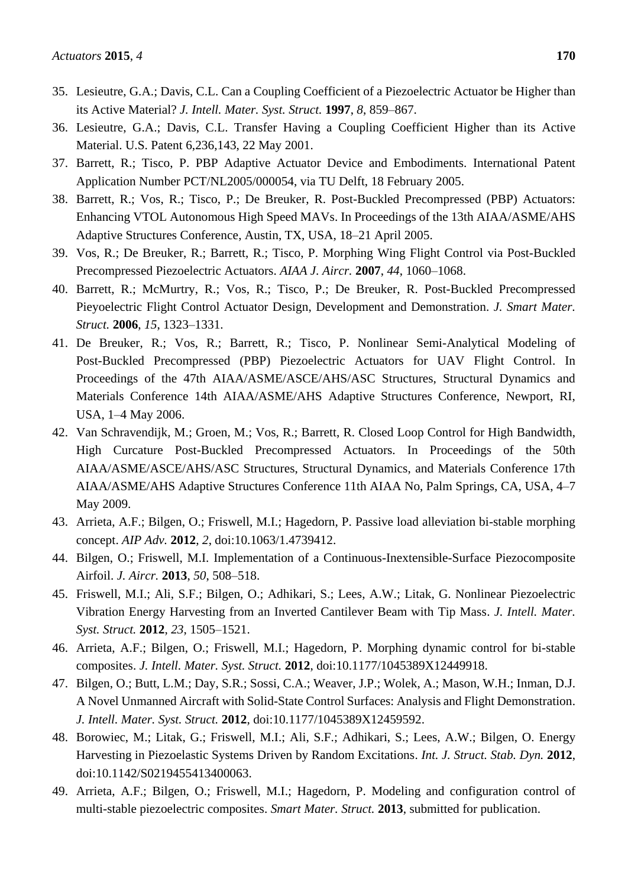35. Lesieutre, G.A.; Davis, C.L. Can a Coupling Coefficient of a Piezoelectric Actuator be Higher than its Active Material? *J. Intell. Mater. Syst. Struct.* **1997**, *8*, 859–867.
36. Lesieutre, G.A.; Davis, C.L. Transfer Having a Coupling Coefficient Higher than its Active Material. U.S. Patent 6,236,143, 22 May 2001.
37. Barrett, R.; Tisco, P. PBP Adaptive Actuator Device and Embodiments. International Patent Application Number PCT/NL2005/000054, via TU Delft, 18 February 2005.
38. Barrett, R.; Vos, R.; Tisco, P.; De Breuker, R. Post-Buckled Precompressed (PBP) Actuators: Enhancing VTOL Autonomous High Speed MAVs. In Proceedings of the 13th AIAA/ASME/AHS Adaptive Structures Conference, Austin, TX, USA, 18–21 April 2005.
39. Vos, R.; De Breuker, R.; Barrett, R.; Tisco, P. Morphing Wing Flight Control via Post-Buckled Precompressed Piezoelectric Actuators. *AIAA J. Aircr.* **2007**, *44*, 1060–1068.
40. Barrett, R.; McMurtry, R.; Vos, R.; Tisco, P.; De Breuker, R. Post-Buckled Precompressed Pieyoelectric Flight Control Actuator Design, Development and Demonstration. *J. Smart Mater. Struct.* **2006**, *15*, 1323–1331.
41. De Breuker, R.; Vos, R.; Barrett, R.; Tisco, P. Nonlinear Semi-Analytical Modeling of Post-Buckled Precompressed (PBP) Piezoelectric Actuators for UAV Flight Control. In Proceedings of the 47th AIAA/ASME/ASCE/AHS/ASC Structures, Structural Dynamics and Materials Conference 14th AIAA/ASME/AHS Adaptive Structures Conference, Newport, RI, USA, 1–4 May 2006.
42. Van Schravendijk, M.; Groen, M.; Vos, R.; Barrett, R. Closed Loop Control for High Bandwidth, High Curcature Post-Buckled Precompressed Actuators. In Proceedings of the 50th AIAA/ASME/ASCE/AHS/ASC Structures, Structural Dynamics, and Materials Conference 17th AIAA/ASME/AHS Adaptive Structures Conference 11th AIAA No, Palm Springs, CA, USA, 4–7 May 2009.
43. Arrieta, A.F.; Bilgen, O.; Friswell, M.I.; Hagedorn, P. Passive load alleviation bi-stable morphing concept. *AIP Adv.* **2012**, *2*, doi:10.1063/1.4739412.
44. Bilgen, O.; Friswell, M.I. Implementation of a Continuous-Inextensible-Surface Piezocomposite Airfoil. *J. Aircr.* **2013**, *50*, 508–518.
45. Friswell, M.I.; Ali, S.F.; Bilgen, O.; Adhikari, S.; Lees, A.W.; Litak, G. Nonlinear Piezoelectric Vibration Energy Harvesting from an Inverted Cantilever Beam with Tip Mass. *J. Intell. Mater. Syst. Struct.* **2012**, *23*, 1505–1521.
46. Arrieta, A.F.; Bilgen, O.; Friswell, M.I.; Hagedorn, P. Morphing dynamic control for bi-stable composites. *J. Intell. Mater. Syst. Struct.* **2012**, doi:10.1177/1045389X12449918.
47. Bilgen, O.; Butt, L.M.; Day, S.R.; Sossi, C.A.; Weaver, J.P.; Wolek, A.; Mason, W.H.; Inman, D.J. A Novel Unmanned Aircraft with Solid-State Control Surfaces: Analysis and Flight Demonstration. *J. Intell. Mater. Syst. Struct.* **2012**, doi:10.1177/1045389X12459592.
48. Borowiec, M.; Litak, G.; Friswell, M.I.; Ali, S.F.; Adhikari, S.; Lees, A.W.; Bilgen, O. Energy Harvesting in Piezoelastic Systems Driven by Random Excitations. *Int. J. Struct. Stab. Dyn.* **2012**, doi:10.1142/S0219455413400063.
49. Arrieta, A.F.; Bilgen, O.; Friswell, M.I.; Hagedorn, P. Modeling and configuration control of multi-stable piezoelectric composites. *Smart Mater. Struct.* **2013**, submitted for publication.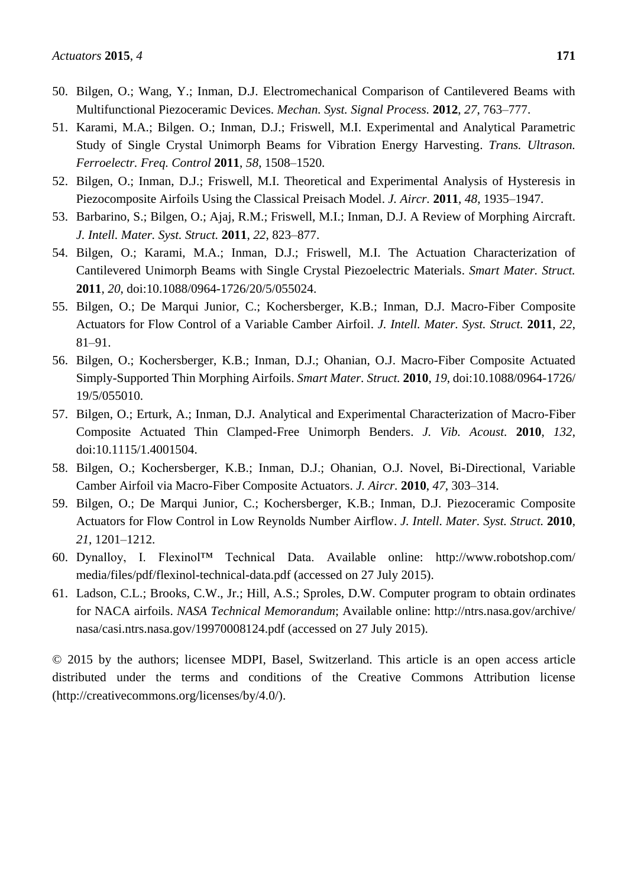50. Bilgen, O.; Wang, Y.; Inman, D.J. Electromechanical Comparison of Cantilevered Beams with Multifunctional Piezoceramic Devices. *Mechan. Syst. Signal Process.* **2012**, *27*, 763–777.
51. Karami, M.A.; Bilgen. O.; Inman, D.J.; Friswell, M.I. Experimental and Analytical Parametric Study of Single Crystal Unimorph Beams for Vibration Energy Harvesting. *Trans. Ultrason. Ferroelectr. Freq. Control* **2011**, *58*, 1508–1520.
52. Bilgen, O.; Inman, D.J.; Friswell, M.I. Theoretical and Experimental Analysis of Hysteresis in Piezocomposite Airfoils Using the Classical Preisach Model. *J. Aircr.* **2011**, *48*, 1935–1947.
53. Barbarino, S.; Bilgen, O.; Ajaj, R.M.; Friswell, M.I.; Inman, D.J. A Review of Morphing Aircraft. *J. Intell. Mater. Syst. Struct.* **2011**, *22*, 823–877.
54. Bilgen, O.; Karami, M.A.; Inman, D.J.; Friswell, M.I. The Actuation Characterization of Cantilevered Unimorph Beams with Single Crystal Piezoelectric Materials. *Smart Mater. Struct.* **2011**, *20*, doi:10.1088/0964-1726/20/5/055024.
55. Bilgen, O.; De Marqui Junior, C.; Kochersberger, K.B.; Inman, D.J. Macro-Fiber Composite Actuators for Flow Control of a Variable Camber Airfoil. *J. Intell. Mater. Syst. Struct.* **2011**, *22*, 81–91.
56. Bilgen, O.; Kochersberger, K.B.; Inman, D.J.; Ohanian, O.J. Macro-Fiber Composite Actuated Simply-Supported Thin Morphing Airfoils. *Smart Mater. Struct.* **2010**, *19*, doi:10.1088/0964-1726/19/5/055010.
57. Bilgen, O.; Erturk, A.; Inman, D.J. Analytical and Experimental Characterization of Macro-Fiber Composite Actuated Thin Clamped-Free Unimorph Benders. *J. Vib. Acoust.* **2010**, *132*, doi:10.1115/1.4001504.
58. Bilgen, O.; Kochersberger, K.B.; Inman, D.J.; Ohanian, O.J. Novel, Bi-Directional, Variable Camber Airfoil via Macro-Fiber Composite Actuators. *J. Aircr.* **2010**, *47*, 303–314.
59. Bilgen, O.; De Marqui Junior, C.; Kochersberger, K.B.; Inman, D.J. Piezoceramic Composite Actuators for Flow Control in Low Reynolds Number Airflow. *J. Intell. Mater. Syst. Struct.* **2010**, *21*, 1201–1212.
60. Dynalloy, I. Flexinol™ Technical Data. Available online: http://www.robotshop.com/media/files/pdf/flexinol-technical-data.pdf (accessed on 27 July 2015).
61. Ladson, C.L.; Brooks, C.W., Jr.; Hill, A.S.; Sproles, D.W. Computer program to obtain ordinates for NACA airfoils. *NASA Technical Memorandum*; Available online: http://ntrs.nasa.gov/archive/nasa/casi.ntrs.nasa.gov/19970008124.pdf (accessed on 27 July 2015).

© 2015 by the authors; licensee MDPI, Basel, Switzerland. This article is an open access article distributed under the terms and conditions of the Creative Commons Attribution license (http://creativecommons.org/licenses/by/4.0/).